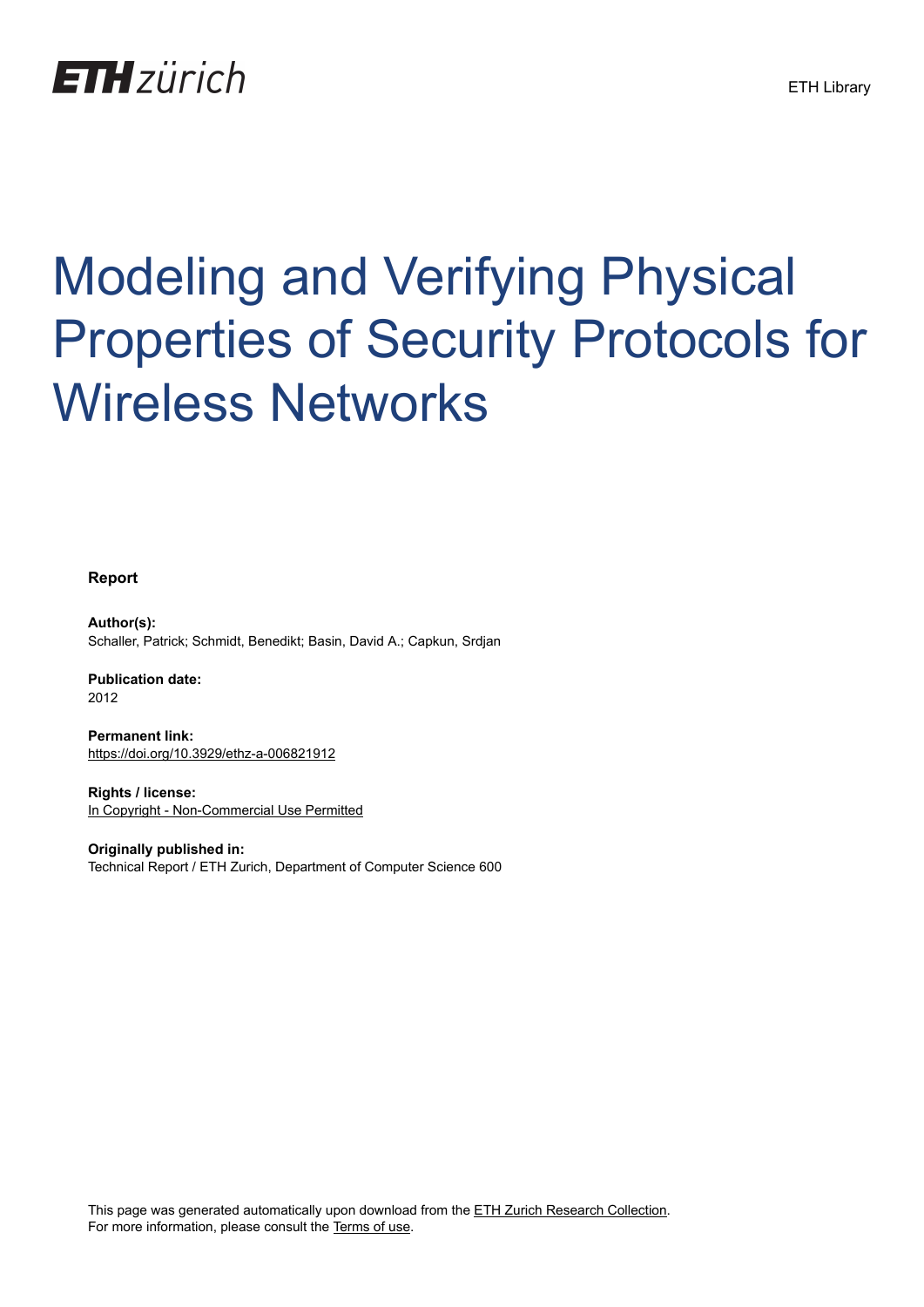ETH zürich

ETH Library

# Modeling and Verifying Physical Properties of Security Protocols for Wireless Networks

**Report**

**Author(s):**
Schaller, Patrick; Schmidt, Benedikt; Basin, David A.; Capkun, Srdjan

**Publication date:**
2012

**Permanent link:**
https://doi.org/10.3929/ethz-a-006821912

**Rights / license:**
In Copyright - Non-Commercial Use Permitted

**Originally published in:**
Technical Report / ETH Zurich, Department of Computer Science 600

This page was generated automatically upon download from the ETH Zurich Research Collection.
For more information, please consult the Terms of use.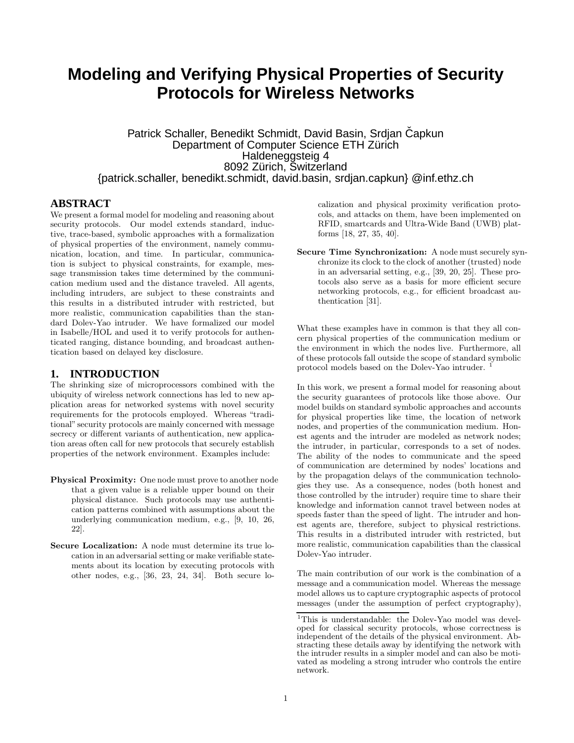# Modeling and Verifying Physical Properties of Security Protocols for Wireless Networks

Patrick Schaller, Benedikt Schmidt, David Basin, Srdjan Čapkun
Department of Computer Science ETH Zürich
Haldeneggsteig 4
8092 Zürich, Switzerland
{patrick.schaller, benedikt.schmidt, david.basin, srdjan.capkun} @inf.ethz.ch

## ABSTRACT

We present a formal model for modeling and reasoning about security protocols. Our model extends standard, inductive, trace-based, symbolic approaches with a formalization of physical properties of the environment, namely communication, location, and time. In particular, communication is subject to physical constraints, for example, message transmission takes time determined by the communication medium used and the distance traveled. All agents, including intruders, are subject to these constraints and this results in a distributed intruder with restricted, but more realistic, communication capabilities than the standard Dolev-Yao intruder. We have formalized our model in Isabelle/HOL and used it to verify protocols for authenticated ranging, distance bounding, and broadcast authentication based on delayed key disclosure.

## 1. INTRODUCTION

The shrinking size of microprocessors combined with the ubiquity of wireless network connections has led to new application areas for networked systems with novel security requirements for the protocols employed. Whereas "traditional" security protocols are mainly concerned with message secrecy or different variants of authentication, new application areas often call for new protocols that securely establish properties of the network environment. Examples include:

- **Physical Proximity:** One node must prove to another node that a given value is a reliable upper bound on their physical distance. Such protocols may use authentication patterns combined with assumptions about the underlying communication medium, e.g., [9, 10, 26, 22].
- **Secure Localization:** A node must determine its true location in an adversarial setting or make verifiable statements about its location by executing protocols with other nodes, e.g., [36, 23, 24, 34]. Both secure localization and physical proximity verification protocols, and attacks on them, have been implemented on RFID, smartcards and Ultra-Wide Band (UWB) platforms [18, 27, 35, 40].
- **Secure Time Synchronization:** A node must securely synchronize its clock to the clock of another (trusted) node in an adversarial setting, e.g., [39, 20, 25]. These protocols also serve as a basis for more efficient secure networking protocols, e.g., for efficient broadcast authentication [31].

What these examples have in common is that they all concern physical properties of the communication medium or the environment in which the nodes live. Furthermore, all of these protocols fall outside the scope of standard symbolic protocol models based on the Dolev-Yao intruder. [1]

In this work, we present a formal model for reasoning about the security guarantees of protocols like those above. Our model builds on standard symbolic approaches and accounts for physical properties like time, the location of network nodes, and properties of the communication medium. Honest agents and the intruder are modeled as network nodes; the intruder, in particular, corresponds to a set of nodes. The ability of the nodes to communicate and the speed of communication are determined by nodes' locations and by the propagation delays of the communication technologies they use. As a consequence, nodes (both honest and those controlled by the intruder) require time to share their knowledge and information cannot travel between nodes at speeds faster than the speed of light. The intruder and honest agents are, therefore, subject to physical restrictions. This results in a distributed intruder with restricted, but more realistic, communication capabilities than the classical Dolev-Yao intruder.

The main contribution of our work is the combination of a message and a communication model. Whereas the message model allows us to capture cryptographic aspects of protocol messages (under the assumption of perfect cryptography),

[1] This is understandable: the Dolev-Yao model was developed for classical security protocols, whose correctness is independent of the details of the physical environment. Abstracting these details away by identifying the network with the intruder results in a simpler model and can also be motivated as modeling a strong intruder who controls the entire network.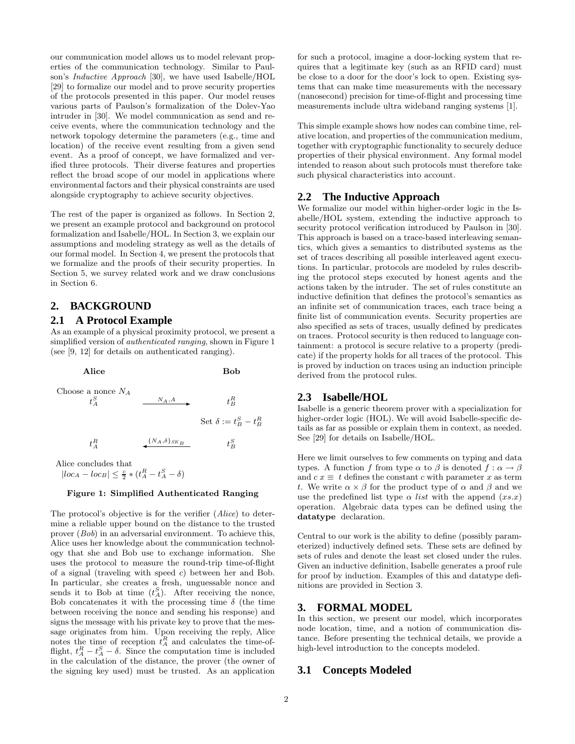our communication model allows us to model relevant properties of the communication technology. Similar to Paulson's *Inductive Approach* [30], we have used Isabelle/HOL [29] to formalize our model and to prove security properties of the protocols presented in this paper. Our model reuses various parts of Paulson's formalization of the Dolev-Yao intruder in [30]. We model communication as send and receive events, where the communication technology and the network topology determine the parameters (e.g., time and location) of the receive event resulting from a given send event. As a proof of concept, we have formalized and verified three protocols. Their diverse features and properties reflect the broad scope of our model in applications where environmental factors and their physical constraints are used alongside cryptography to achieve security objectives.

The rest of the paper is organized as follows. In Section 2, we present an example protocol and background on protocol formalization and Isabelle/HOL. In Section 3, we explain our assumptions and modeling strategy as well as the details of our formal model. In Section 4, we present the protocols that we formalize and the proofs of their security properties. In Section 5, we survey related work and we draw conclusions in Section 6.

## 2. BACKGROUND

### 2.1 A Protocol Example

As an example of a physical proximity protocol, we present a simplified version of *authenticated ranging*, shown in Figure 1 (see [9, 12] for details on authenticated ranging).

| **Alice** | | **Bob** |
|---|---|---|
| Choose a nonce $N_A$ | | |
| $t_A^S$ | $\xrightarrow{N_A, A}$ | $t_B^R$ |
| | | Set $\delta := t_B^S - t_B^R$ |
| $t_A^R$ | $\xleftarrow{\{N_A, \delta\}_{SK_B}}$ | $t_B^S$ |

Alice concludes that
$|loc_A - loc_B| \leq \frac{c}{2} * (t_A^R - t_A^S - \delta)$

**Figure 1: Simplified Authenticated Ranging**

The protocol's objective is for the verifier (*Alice*) to determine a reliable upper bound on the distance to the trusted prover (*Bob*) in an adversarial environment. To achieve this, Alice uses her knowledge about the communication technology that she and Bob use to exchange information. She uses the protocol to measure the round-trip time-of-flight of a signal (traveling with speed $c$) between her and Bob. In particular, she creates a fresh, unguessable nonce and sends it to Bob at time ($t_A^S$). After receiving the nonce, Bob concatenates it with the processing time $\delta$ (the time between receiving the nonce and sending his response) and signs the message with his private key to prove that the message originates from him. Upon receiving the reply, Alice notes the time of reception $t_A^R$ and calculates the time-of-flight, $t_A^R - t_A^S - \delta$. Since the computation time is included in the calculation of the distance, the prover (the owner of the signing key used) must be trusted. As an application for such a protocol, imagine a door-locking system that requires that a legitimate key (such as an RFID card) must be close to a door for the door's lock to open. Existing systems that can make time measurements with the necessary (nanosecond) precision for time-of-flight and processing time measurements include ultra wideband ranging systems [1].

This simple example shows how nodes can combine time, relative location, and properties of the communication medium, together with cryptographic functionality to securely deduce properties of their physical environment. Any formal model intended to reason about such protocols must therefore take such physical characteristics into account.

### 2.2 The Inductive Approach

We formalize our model within higher-order logic in the Isabelle/HOL system, extending the inductive approach to security protocol verification introduced by Paulson in [30]. This approach is based on a trace-based interleaving semantics, which gives a semantics to distributed systems as the set of traces describing all possible interleaved agent executions. In particular, protocols are modeled by rules describing the protocol steps executed by honest agents and the actions taken by the intruder. The set of rules constitute an inductive definition that defines the protocol's semantics as an infinite set of communication traces, each trace being a finite list of communication events. Security properties are also specified as sets of traces, usually defined by predicates on traces. Protocol security is then reduced to language containment: a protocol is secure relative to a property (predicate) if the property holds for all traces of the protocol. This is proved by induction on traces using an induction principle derived from the protocol rules.

### 2.3 Isabelle/HOL

Isabelle is a generic theorem prover with a specialization for higher-order logic (HOL). We will avoid Isabelle-specific details as far as possible or explain them in context, as needed. See [29] for details on Isabelle/HOL.

Here we limit ourselves to few comments on typing and data types. A function $f$ from type $\alpha$ to $\beta$ is denoted $f : \alpha \to \beta$ and $c\ x \equiv\ t$ defines the constant $c$ with parameter $x$ as term $t$. We write $\alpha \times \beta$ for the product type of $\alpha$ and $\beta$ and we use the predefined list type $\alpha\ list$ with the append $(xs.x)$ operation. Algebraic data types can be defined using the **datatype** declaration.

Central to our work is the ability to define (possibly parameterized) inductively defined sets. These sets are defined by sets of rules and denote the least set closed under the rules. Given an inductive definition, Isabelle generates a proof rule for proof by induction. Examples of this and datatype definitions are provided in Section 3.

## 3. FORMAL MODEL

In this section, we present our model, which incorporates node location, time, and a notion of communication distance. Before presenting the technical details, we provide a high-level introduction to the concepts modeled.

### 3.1 Concepts Modeled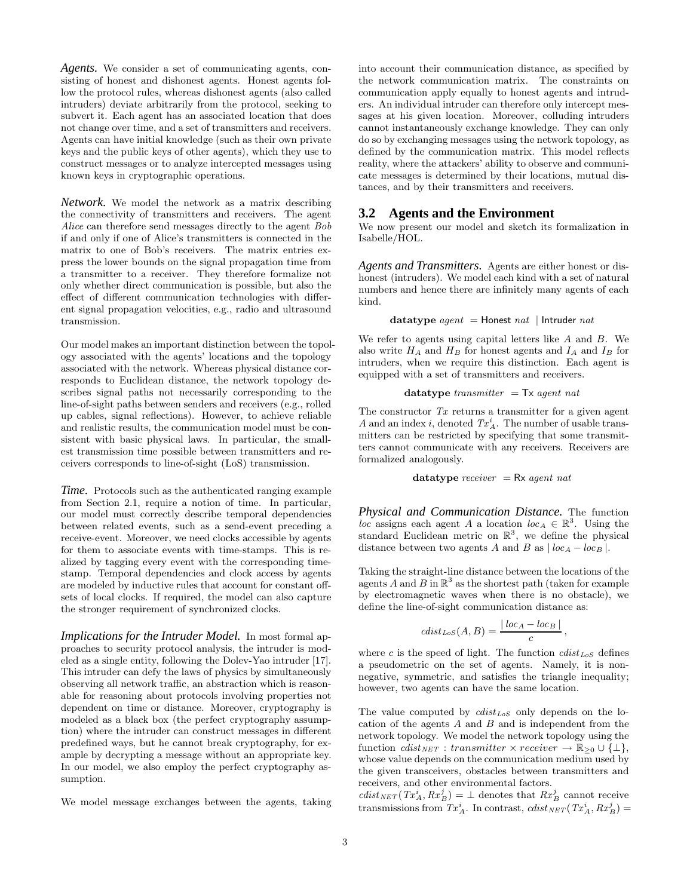***Agents.*** We consider a set of communicating agents, consisting of honest and dishonest agents. Honest agents follow the protocol rules, whereas dishonest agents (also called intruders) deviate arbitrarily from the protocol, seeking to subvert it. Each agent has an associated location that does not change over time, and a set of transmitters and receivers. Agents can have initial knowledge (such as their own private keys and the public keys of other agents), which they use to construct messages or to analyze intercepted messages using known keys in cryptographic operations.

***Network.*** We model the network as a matrix describing the connectivity of transmitters and receivers. The agent *Alice* can therefore send messages directly to the agent *Bob* if and only if one of Alice's transmitters is connected in the matrix to one of Bob's receivers. The matrix entries express the lower bounds on the signal propagation time from a transmitter to a receiver. They therefore formalize not only whether direct communication is possible, but also the effect of different communication technologies with different signal propagation velocities, e.g., radio and ultrasound transmission.

Our model makes an important distinction between the topology associated with the agents' locations and the topology associated with the network. Whereas physical distance corresponds to Euclidean distance, the network topology describes signal paths not necessarily corresponding to the line-of-sight paths between senders and receivers (e.g., rolled up cables, signal reflections). However, to achieve reliable and realistic results, the communication model must be consistent with basic physical laws. In particular, the smallest transmission time possible between transmitters and receivers corresponds to line-of-sight (LoS) transmission.

***Time.*** Protocols such as the authenticated ranging example from Section 2.1, require a notion of time. In particular, our model must correctly describe temporal dependencies between related events, such as a send-event preceding a receive-event. Moreover, we need clocks accessible by agents for them to associate events with time-stamps. This is realized by tagging every event with the corresponding time-stamp. Temporal dependencies and clock access by agents are modeled by inductive rules that account for constant offsets of local clocks. If required, the model can also capture the stronger requirement of synchronized clocks.

***Implications for the Intruder Model.*** In most formal approaches to security protocol analysis, the intruder is modeled as a single entity, following the Dolev-Yao intruder [17]. This intruder can defy the laws of physics by simultaneously observing all network traffic, an abstraction which is reasonable for reasoning about protocols involving properties not dependent on time or distance. Moreover, cryptography is modeled as a black box (the perfect cryptography assumption) where the intruder can construct messages in different predefined ways, but he cannot break cryptography, for example by decrypting a message without an appropriate key. In our model, we also employ the perfect cryptography assumption.

We model message exchanges between the agents, taking into account their communication distance, as specified by the network communication matrix. The constraints on communication apply equally to honest agents and intruders. An individual intruder can therefore only intercept messages at his given location. Moreover, colluding intruders cannot instantaneously exchange knowledge. They can only do so by exchanging messages using the network topology, as defined by the communication matrix. This model reflects reality, where the attackers' ability to observe and communicate messages is determined by their locations, mutual distances, and by their transmitters and receivers.

## 3.2 Agents and the Environment

We now present our model and sketch its formalization in Isabelle/HOL.

***Agents and Transmitters.*** Agents are either honest or dishonest (intruders). We model each kind with a set of natural numbers and hence there are infinitely many agents of each kind.

$$\textbf{datatype}\ agent\ = \mathsf{Honest}\ nat\ \mid \mathsf{Intruder}\ nat$$

We refer to agents using capital letters like $A$ and $B$. We also write $H_A$ and $H_B$ for honest agents and $I_A$ and $I_B$ for intruders, when we require this distinction. Each agent is equipped with a set of transmitters and receivers.

$$\textbf{datatype}\ transmitter\ = \mathsf{Tx}\ agent\ nat$$

The constructor $Tx$ returns a transmitter for a given agent $A$ and an index $i$, denoted $Tx_A^i$. The number of usable transmitters can be restricted by specifying that some transmitters cannot communicate with any receivers. Receivers are formalized analogously.

$$\textbf{datatype}\ receiver\ = \mathsf{Rx}\ agent\ nat$$

***Physical and Communication Distance.*** The function $loc$ assigns each agent $A$ a location $loc_A \in \mathbb{R}^3$. Using the standard Euclidean metric on $\mathbb{R}^3$, we define the physical distance between two agents $A$ and $B$ as $|\, loc_A - loc_B \,|$.

Taking the straight-line distance between the locations of the agents $A$ and $B$ in $\mathbb{R}^3$ as the shortest path (taken for example by electromagnetic waves when there is no obstacle), we define the line-of-sight communication distance as:

$$cdist_{LoS}(A, B) = \frac{|\, loc_A - loc_B \,|}{c},$$

where $c$ is the speed of light. The function $cdist_{LoS}$ defines a pseudometric on the set of agents. Namely, it is non-negative, symmetric, and satisfies the triangle inequality; however, two agents can have the same location.

The value computed by $cdist_{LoS}$ only depends on the location of the agents $A$ and $B$ and is independent from the network topology. We model the network topology using the function $cdist_{NET} : transmitter \times receiver \rightarrow \mathbb{R}_{\geq 0} \cup \{\bot\}$, whose value depends on the communication medium used by the given transceivers, obstacles between transmitters and receivers, and other environmental factors.
$cdist_{NET}(Tx_A^i, Rx_B^j) = \bot$ denotes that $Rx_B^j$ cannot receive transmissions from $Tx_A^i$. In contrast, $cdist_{NET}(Tx_A^i, Rx_B^j) =$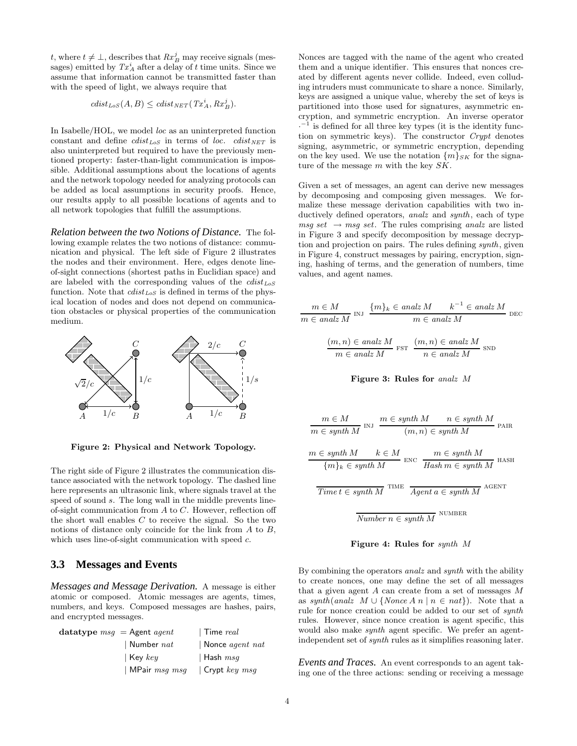$t$, where $t \neq \bot$, describes that $Rx^j_B$ may receive signals (messages) emitted by $Tx^i_A$ after a delay of $t$ time units. Since we assume that information cannot be transmitted faster than with the speed of light, we always require that

$$cdist_{LoS}(A, B) \leq cdist_{NET}(Tx^i_A, Rx^j_B).$$

In Isabelle/HOL, we model *loc* as an uninterpreted function constant and define $cdist_{LoS}$ in terms of *loc*. $cdist_{NET}$ is also uninterpreted but required to have the previously mentioned property: faster-than-light communication is impossible. Additional assumptions about the locations of agents and the network topology needed for analyzing protocols can be added as local assumptions in security proofs. Hence, our results apply to all possible locations of agents and to all network topologies that fulfill the assumptions.

***Relation between the two Notions of Distance.*** The following example relates the two notions of distance: communication and physical. The left side of Figure 2 illustrates the nodes and their environment. Here, edges denote line-of-sight connections (shortest paths in Euclidian space) and are labeled with the corresponding values of the $cdist_{LoS}$ function. Note that $cdist_{LoS}$ is defined in terms of the physical location of nodes and does not depend on communication obstacles or physical properties of the communication medium.

**Figure 2: Physical and Network Topology.**

The right side of Figure 2 illustrates the communication distance associated with the network topology. The dashed line here represents an ultrasonic link, where signals travel at the speed of sound $s$. The long wall in the middle prevents line-of-sight communication from $A$ to $C$. However, reflection off the short wall enables $C$ to receive the signal. So the two notions of distance only coincide for the link from $A$ to $B$, which uses line-of-sight communication with speed $c$.

### 3.3 Messages and Events

***Messages and Message Derivation.*** A message is either atomic or composed. Atomic messages are agents, times, numbers, and keys. Composed messages are hashes, pairs, and encrypted messages.

```
datatype msg = Agent agent        | Time real
             | Number nat         | Nonce agent nat
             | Key key            | Hash msg
             | MPair msg msg      | Crypt key msg
```

Nonces are tagged with the name of the agent who created them and a unique identifier. This ensures that nonces created by different agents never collide. Indeed, even colluding intruders must communicate to share a nonce. Similarly, keys are assigned a unique value, whereby the set of keys is partitioned into those used for signatures, asymmetric encryption, and symmetric encryption. An inverse operator $\cdot^{-1}$ is defined for all three key types (it is the identity function on symmetric keys). The constructor *Crypt* denotes signing, asymmetric, or symmetric encryption, depending on the key used. We use the notation $\{m\}_{SK}$ for the signature of the message $m$ with the key $SK$.

Given a set of messages, an agent can derive new messages by decomposing and composing given messages. We formalize these message derivation capabilities with two inductively defined operators, *analz* and *synth*, each of type *msg set* $\rightarrow$ *msg set*. The rules comprising *analz* are listed in Figure 3 and specify decomposition by message decryption and projection on pairs. The rules defining *synth*, given in Figure 4, construct messages by pairing, encryption, signing, hashing of terms, and the generation of numbers, time values, and agent names.

$$\frac{m \in M}{m \in \mathit{analz}\ M}\ \text{INJ} \qquad \frac{\{m\}_k \in \mathit{analz}\ M \qquad k^{-1} \in \mathit{analz}\ M}{m \in \mathit{analz}\ M}\ \text{DEC}$$

$$\frac{(m, n) \in \mathit{analz}\ M}{m \in \mathit{analz}\ M}\ \text{FST} \qquad \frac{(m, n) \in \mathit{analz}\ M}{n \in \mathit{analz}\ M}\ \text{SND}$$

**Figure 3: Rules for** *analz M*

$$\frac{m \in M}{m \in \mathit{synth}\ M}\ \text{INJ} \qquad \frac{m \in \mathit{synth}\ M \qquad n \in \mathit{synth}\ M}{(m, n) \in \mathit{synth}\ M}\ \text{PAIR}$$

$$\frac{m \in \mathit{synth}\ M \qquad k \in M}{\{m\}_k \in \mathit{synth}\ M}\ \text{ENC} \qquad \frac{m \in \mathit{synth}\ M}{\mathit{Hash}\ m \in \mathit{synth}\ M}\ \text{HASH}$$

$$\frac{}{\mathit{Time}\ t \in \mathit{synth}\ M}\ \text{TIME} \qquad \frac{}{\mathit{Agent}\ a \in \mathit{synth}\ M}\ \text{AGENT}$$

$$\frac{}{\mathit{Number}\ n \in \mathit{synth}\ M}\ \text{NUMBER}$$

**Figure 4: Rules for** *synth M*

By combining the operators *analz* and *synth* with the ability to create nonces, one may define the set of all messages that a given agent $A$ can create from a set of messages $M$ as $\mathit{synth}(\mathit{analz}\ \ M \cup \{\mathit{Nonce}\ A\ n \mid n \in \mathit{nat}\})$. Note that a rule for nonce creation could be added to our set of *synth* rules. However, since nonce creation is agent specific, this would also make *synth* agent specific. We prefer an agent-independent set of *synth* rules as it simplifies reasoning later.

***Events and Traces.*** An event corresponds to an agent taking one of the three actions: sending or receiving a message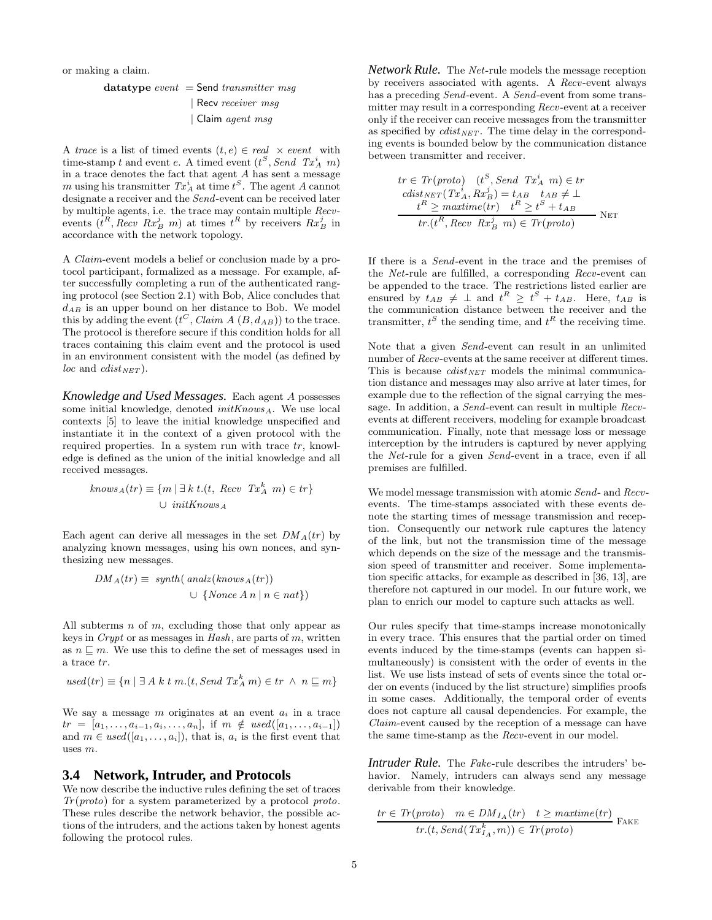or making a claim.

$$\textbf{datatype}\ event\ = \mathsf{Send}\ transmitter\ msg \mid \mathsf{Recv}\ receiver\ msg \mid \mathsf{Claim}\ agent\ msg$$

A *trace* is a list of timed events $(t, e) \in real \times event$ with time-stamp $t$ and event $e$. A timed event $(t^S, Send\ Tx^i_A\ m)$ in a trace denotes the fact that agent $A$ has sent a message $m$ using his transmitter $Tx^i_A$ at time $t^S$. The agent $A$ cannot designate a receiver and the *Send*-event can be received later by multiple agents, i.e. the trace may contain multiple *Recv*-events $(t^R, Recv\ Rx^j_B\ m)$ at times $t^R$ by receivers $Rx^j_B$ in accordance with the network topology.

A *Claim*-event models a belief or conclusion made by a protocol participant, formalized as a message. For example, after successfully completing a run of the authenticated ranging protocol (see Section 2.1) with Bob, Alice concludes that $d_{AB}$ is an upper bound on her distance to Bob. We model this by adding the event $(t^C, Claim\ A\ (B, d_{AB}))$ to the trace. The protocol is therefore secure if this condition holds for all traces containing this claim event and the protocol is used in an environment consistent with the model (as defined by $loc$ and $cdist_{NET}$).

***Knowledge and Used Messages.*** Each agent $A$ possesses some initial knowledge, denoted $initKnows_A$. We use local contexts [5] to leave the initial knowledge unspecified and instantiate it in the context of a given protocol with the required properties. In a system run with trace $tr$, knowledge is defined as the union of the initial knowledge and all received messages.

$$knows_A(tr) \equiv \{m \mid \exists\, k\ t.(t,\ Recv\ \ Tx^k_A\ \ m) \in tr\} \cup\ initKnows_A$$

Each agent can derive all messages in the set $DM_A(tr)$ by analyzing known messages, using his own nonces, and synthesizing new messages.

$$DM_A(tr) \equiv\ synth(\ analz(knows_A(tr)) \cup\ \{Nonce\ A\ n \mid n \in nat\})$$

All subterms $n$ of $m$, excluding those that only appear as keys in *Crypt* or as messages in *Hash*, are parts of $m$, written as $n \sqsubseteq m$. We use this to define the set of messages used in a trace $tr$.

$$used(tr) \equiv \{n \mid \exists\, A\ k\ t\ m.(t, Send\ Tx^k_A\, m) \in tr\ \wedge\ n \sqsubseteq m\}$$

We say a message $m$ originates at an event $a_i$ in a trace $tr = [a_1, \ldots, a_{i-1}, a_i, \ldots, a_n]$, if $m \notin used([a_1, \ldots, a_{i-1}])$ and $m \in used([a_1, \ldots, a_i])$, that is, $a_i$ is the first event that uses $m$.

### 3.4 Network, Intruder, and Protocols

We now describe the inductive rules defining the set of traces $Tr(proto)$ for a system parameterized by a protocol $proto$. These rules describe the network behavior, the possible actions of the intruders, and the actions taken by honest agents following the protocol rules.

***Network Rule.*** The *Net*-rule models the message reception by receivers associated with agents. A *Recv*-event always has a preceding *Send*-event. A *Send*-event from some transmitter may result in a corresponding *Recv*-event at a receiver only if the receiver can receive messages from the transmitter as specified by $cdist_{NET}$. The time delay in the corresponding events is bounded below by the communication distance between transmitter and receiver.

$$\frac{\begin{array}{c} tr \in Tr(proto) \quad (t^S, Send\ \ Tx^i_A\ \ m) \in tr \\ cdist_{NET}(Tx^i_A, Rx^j_B) = t_{AB} \quad t_{AB} \neq \perp \\ t^R \geq maxtime(tr) \quad t^R \geq t^S + t_{AB} \end{array}}{tr.(t^R, Recv\ \ Rx^j_B\ \ m) \in Tr(proto)}\ \textsc{Net}$$

If there is a *Send*-event in the trace and the premises of the *Net*-rule are fulfilled, a corresponding *Recv*-event can be appended to the trace. The restrictions listed earlier are ensured by $t_{AB} \neq \perp$ and $t^R \geq t^S + t_{AB}$. Here, $t_{AB}$ is the communication distance between the receiver and the transmitter, $t^S$ the sending time, and $t^R$ the receiving time.

Note that a given *Send*-event can result in an unlimited number of *Recv*-events at the same receiver at different times. This is because $cdist_{NET}$ models the minimal communication distance and messages may also arrive at later times, for example due to the reflection of the signal carrying the message. In addition, a *Send*-event can result in multiple *Recv*-events at different receivers, modeling for example broadcast communication. Finally, note that message loss or message interception by the intruders is captured by never applying the *Net*-rule for a given *Send*-event in a trace, even if all premises are fulfilled.

We model message transmission with atomic *Send*- and *Recv*-events. The time-stamps associated with these events denote the starting times of message transmission and reception. Consequently our network rule captures the latency of the link, but not the transmission time of the message which depends on the size of the message and the transmission speed of transmitter and receiver. Some implementation specific attacks, for example as described in [36, 13], are therefore not captured in our model. In our future work, we plan to enrich our model to capture such attacks as well.

Our rules specify that time-stamps increase monotonically in every trace. This ensures that the partial order on timed events induced by the time-stamps (events can happen simultaneously) is consistent with the order of events in the list. We use lists instead of sets of events since the total order on events (induced by the list structure) simplifies proofs in some cases. Additionally, the temporal order of events does not capture all causal dependencies. For example, the *Claim*-event caused by the reception of a message can have the same time-stamp as the *Recv*-event in our model.

***Intruder Rule.*** The *Fake*-rule describes the intruders' behavior. Namely, intruders can always send any message derivable from their knowledge.

$$\frac{tr \in Tr(proto) \quad m \in DM_{I_A}(tr) \quad t \geq maxtime(tr)}{tr.(t, Send(Tx^k_{I_A}, m)) \in Tr(proto)}\ \textsc{Fake}$$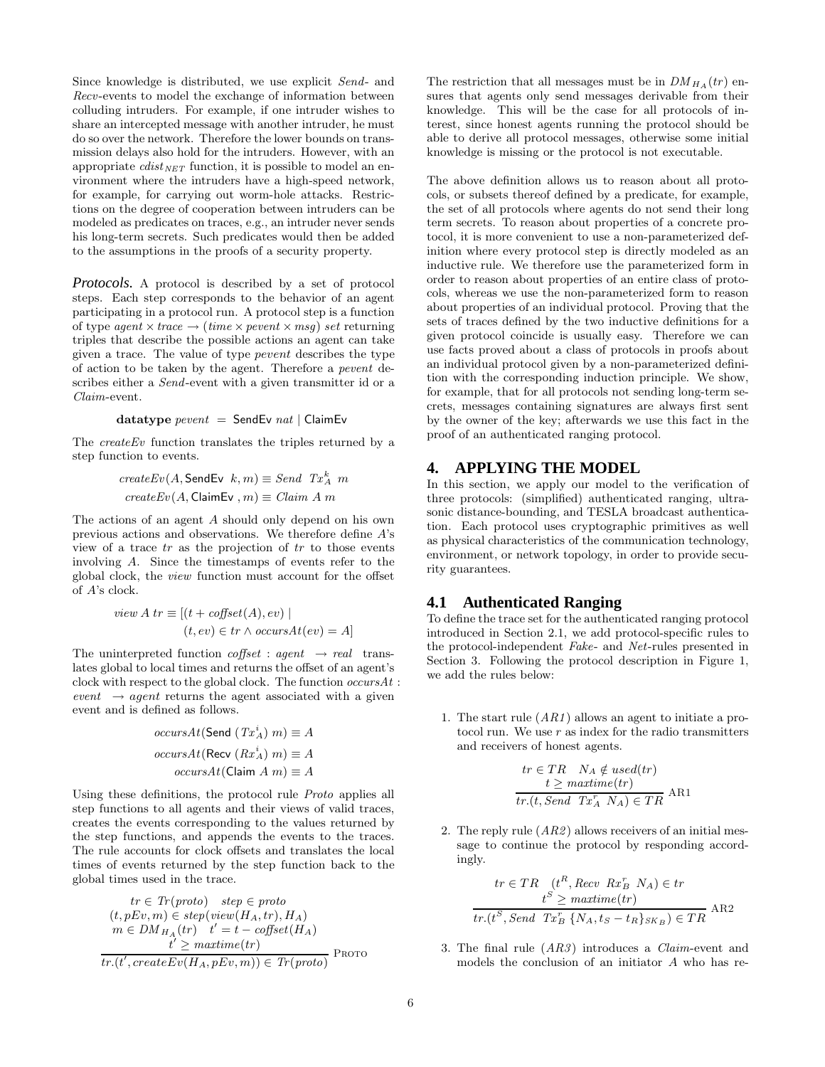Since knowledge is distributed, we use explicit *Send*- and *Recv*-events to model the exchange of information between colluding intruders. For example, if one intruder wishes to share an intercepted message with another intruder, he must do so over the network. Therefore the lower bounds on transmission delays also hold for the intruders. However, with an appropriate $cdist_{NET}$ function, it is possible to model an environment where the intruders have a high-speed network, for example, for carrying out worm-hole attacks. Restrictions on the degree of cooperation between intruders can be modeled as predicates on traces, e.g., an intruder never sends his long-term secrets. Such predicates would then be added to the assumptions in the proofs of a security property.

***Protocols.*** A protocol is described by a set of protocol steps. Each step corresponds to the behavior of an agent participating in a protocol run. A protocol step is a function of type $agent \times trace \rightarrow (time \times pevent \times msg)\ set$ returning triples that describe the possible actions an agent can take given a trace. The value of type *pevent* describes the type of action to be taken by the agent. Therefore a *pevent* describes either a *Send*-event with a given transmitter id or a *Claim*-event.

$$\textbf{datatype}\ pevent\ =\ \mathsf{SendEv}\ nat\ |\ \mathsf{ClaimEv}$$

The *createEv* function translates the triples returned by a step function to events.

$$createEv(A, \mathsf{SendEv}\ \ k, m) \equiv Send\ \ Tx_A^k\ \ m$$
$$createEv(A, \mathsf{ClaimEv}\ , m) \equiv Claim\ A\ m$$

The actions of an agent $A$ should only depend on his own previous actions and observations. We therefore define $A$'s view of a trace $tr$ as the projection of $tr$ to those events involving $A$. Since the timestamps of events refer to the global clock, the *view* function must account for the offset of $A$'s clock.

$$view\ A\ tr \equiv [(t + coffset(A), ev) \mid (t, ev) \in tr \wedge occursAt(ev) = A]$$

The uninterpreted function $coffset : agent \ \rightarrow real$ translates global to local times and returns the offset of an agent's clock with respect to the global clock. The function $occursAt : event \ \rightarrow agent$ returns the agent associated with a given event and is defined as follows.

$$occursAt(\mathsf{Send}\ (Tx_A^i)\ m) \equiv A$$
$$occursAt(\mathsf{Recv}\ (Rx_A^i)\ m) \equiv A$$
$$occursAt(\mathsf{Claim}\ A\ m) \equiv A$$

Using these definitions, the protocol rule *Proto* applies all step functions to all agents and their views of valid traces, creates the events corresponding to the values returned by the step functions, and appends the events to the traces. The rule accounts for clock offsets and translates the local times of events returned by the step function back to the global times used in the trace.

$$\frac{\begin{array}{c} tr \in Tr(proto) \quad step \in proto \\ (t, pEv, m) \in step(view(H_A, tr), H_A) \\ m \in DM_{H_A}(tr) \quad t' = t - coffset(H_A) \\ t' \geq maxtime(tr) \end{array}}{tr.(t', createEv(H_A, pEv, m)) \in Tr(proto)}\ \text{PROTO}$$

The restriction that all messages must be in $DM_{H_A}(tr)$ ensures that agents only send messages derivable from their knowledge. This will be the case for all protocols of interest, since honest agents running the protocol should be able to derive all protocol messages, otherwise some initial knowledge is missing or the protocol is not executable.

The above definition allows us to reason about all protocols, or subsets thereof defined by a predicate, for example, the set of all protocols where agents do not send their long term secrets. To reason about properties of a concrete protocol, it is more convenient to use a non-parameterized definition where every protocol step is directly modeled as an inductive rule. We therefore use the parameterized form in order to reason about properties of an entire class of protocols, whereas we use the non-parameterized form to reason about properties of an individual protocol. Proving that the sets of traces defined by the two inductive definitions for a given protocol coincide is usually easy. Therefore we can use facts proved about a class of protocols in proofs about an individual protocol given by a non-parameterized definition with the corresponding induction principle. We show, for example, that for all protocols not sending long-term secrets, messages containing signatures are always first sent by the owner of the key; afterwards we use this fact in the proof of an authenticated ranging protocol.

## 4. APPLYING THE MODEL

In this section, we apply our model to the verification of three protocols: (simplified) authenticated ranging, ultrasonic distance-bounding, and TESLA broadcast authentication. Each protocol uses cryptographic primitives as well as physical characteristics of the communication technology, environment, or network topology, in order to provide security guarantees.

### 4.1 Authenticated Ranging

To define the trace set for the authenticated ranging protocol introduced in Section 2.1, we add protocol-specific rules to the protocol-independent *Fake*- and *Net*-rules presented in Section 3. Following the protocol description in Figure 1, we add the rules below:

1. The start rule (*AR1*) allows an agent to initiate a protocol run. We use $r$ as index for the radio transmitters and receivers of honest agents.

$$\frac{\begin{array}{c} tr \in TR \quad N_A \notin used(tr) \\ t \geq maxtime(tr) \end{array}}{tr.(t, Send\ \ Tx_A^r\ \ N_A) \in TR}\ \text{AR1}$$

2. The reply rule (*AR2*) allows receivers of an initial message to continue the protocol by responding accordingly.

$$\frac{\begin{array}{c} tr \in TR \quad (t^R, Recv\ \ Rx_B^r\ \ N_A) \in tr \\ t^S \geq maxtime(tr) \end{array}}{tr.(t^S, Send\ \ Tx_B^r\ \{N_A, t_S - t_R\}_{SK_B}) \in TR}\ \text{AR2}$$

3. The final rule (*AR3*) introduces a *Claim*-event and models the conclusion of an initiator $A$ who has re-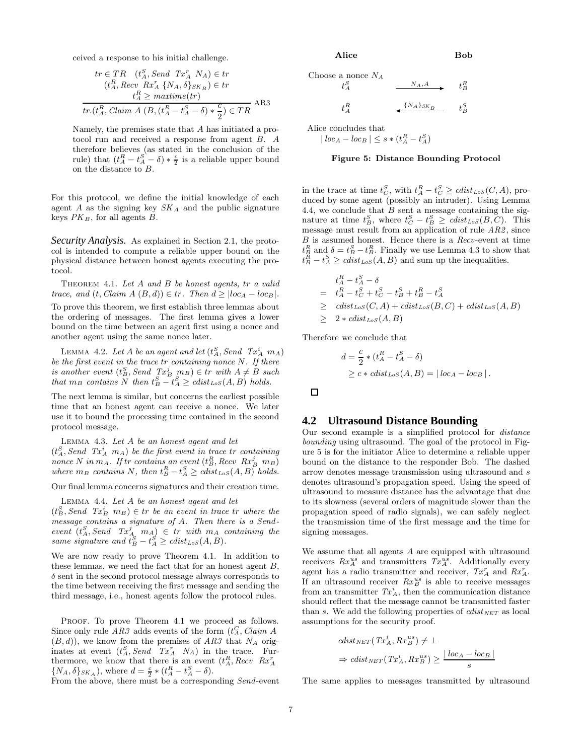ceived a response to his initial challenge.

$$\frac{\begin{array}{c} tr \in TR \quad (t_A^S, Send\ \ Tx_A^r\ \ N_A) \in tr \\ (t_A^R, Recv\ \ Rx_A^r\ \{N_A, \delta\}_{SK_B}) \in tr \\ t_A^R \geq maxtime(tr) \end{array}}{tr.(t_A^R, Claim\ A\ (B, (t_A^R - t_A^S - \delta) * \frac{c}{2}) \in TR} \text{ AR3}$$

Namely, the premises state that $A$ has initiated a protocol run and received a response from agent $B$. $A$ therefore believes (as stated in the conclusion of the rule) that $(t_A^R - t_A^S - \delta) * \frac{c}{2}$ is a reliable upper bound on the distance to $B$.

For this protocol, we define the initial knowledge of each agent $A$ as the signing key $SK_A$ and the public signature keys $PK_B$, for all agents $B$.

**Security Analysis.** As explained in Section 2.1, the protocol is intended to compute a reliable upper bound on the physical distance between honest agents executing the protocol.

THEOREM 4.1. *Let $A$ and $B$ be honest agents, $tr$ a valid trace, and $(t, Claim\ A\ (B, d)) \in tr$. Then $d \geq |loc_A - loc_B|$.*

To prove this theorem, we first establish three lemmas about the ordering of messages. The first lemma gives a lower bound on the time between an agent first using a nonce and another agent using the same nonce later.

LEMMA 4.2. *Let $A$ be an agent and let $(t_A^S, Send\ \ Tx_A^i\ \ m_A)$ be the first event in the trace $tr$ containing nonce $N$. If there is another event $(t_B^S, Send\ \ Tx_B^j\ \ m_B) \in tr$ with $A \neq B$ such that $m_B$ contains $N$ then $t_B^S - t_A^S \geq cdist_{LoS}(A, B)$ holds.*

The next lemma is similar, but concerns the earliest possible time that an honest agent can receive a nonce. We later use it to bound the processing time contained in the second protocol message.

LEMMA 4.3. *Let $A$ be an honest agent and let $(t_A^S, Send\ \ Tx_A^i\ \ m_A)$ be the first event in trace $tr$ containing nonce $N$ in $m_A$. If $tr$ contains an event $(t_B^R, Recv\ \ Rx_B^j\ \ m_B)$ where $m_B$ contains $N$, then $t_B^R - t_A^S \geq cdist_{LoS}(A, B)$ holds.*

Our final lemma concerns signatures and their creation time.

LEMMA 4.4. *Let $A$ be an honest agent and let $(t_B^S, Send\ \ Tx_B^i\ \ m_B) \in tr$ be an event in trace $tr$ where the message contains a signature of $A$. Then there is a Send-event $(t_A^S, Send\ \ Tx_A^j\ \ m_A) \in tr$ with $m_A$ containing the same signature and $t_B^S - t_A^S \geq cdist_{LoS}(A, B)$.*

We are now ready to prove Theorem 4.1. In addition to these lemmas, we need the fact that for an honest agent $B$, $\delta$ sent in the second protocol message always corresponds to the time between receiving the first message and sending the third message, i.e., honest agents follow the protocol rules.

PROOF. To prove Theorem 4.1 we proceed as follows. Since only rule *AR3* adds events of the form $(t_A^C, Claim\ A\ (B, d))$, we know from the premises of *AR3* that $N_A$ originates at event $(t_A^S, Send\ \ Tx_A^r\ \ N_A)$ in the trace. Furthermore, we know that there is an event $(t_A^R, Recv\ \ Rx_A^r\ \{N_A, \delta\}_{SK_A})$, where $d = \frac{c}{2} * (t_A^R - t_A^S - \delta)$.

From the above, there must be a corresponding *Send*-event in the trace at time $t_C^S$, with $t_A^R - t_C^S \geq cdist_{LoS}(C, A)$, produced by some agent (possibly an intruder). Using Lemma 4.4, we conclude that $B$ sent a message containing the signature at time $t_B^S$, where $t_C^S - t_B^S \geq cdist_{LoS}(B, C)$. This message must result from an application of rule *AR2*, since $B$ is assumed honest. Hence there is a *Recv*-event at time $t_B^R$ and $\delta = t_B^S - t_B^R$. Finally we use Lemma 4.3 to show that $t_B^R - t_A^S \geq cdist_{LoS}(A, B)$ and sum up the inequalities.

$$\begin{aligned}
& t_A^R - t_A^S - \delta \\
= \quad & t_A^R - t_C^S + t_C^S - t_B^S + t_B^R - t_A^S \\
\geq \quad & cdist_{LoS}(C, A) + cdist_{LoS}(B, C) + cdist_{LoS}(A, B) \\
\geq \quad & 2 * cdist_{LoS}(A, B)
\end{aligned}$$

Therefore we conclude that

$$\begin{aligned}
d &= \frac{c}{2} * (t_A^R - t_A^S - \delta) \\
&\geq c * cdist_{LoS}(A, B) = |\,loc_A - loc_B\,|\,.
\end{aligned}$$

□

| Alice | | Bob |
|---|---|---|
| Choose a nonce $N_A$ | | |
| $t_A^S$ | $\xrightarrow{N_A, A}$ | $t_B^R$ |
| $t_A^R$ | $\xleftarrow{\{N_A\}_{SK_B}}$ (dashed) | $t_B^S$ |

Alice concludes that
$|\,loc_A - loc_B\,| \leq s * (t_A^R - t_A^S)$

**Figure 5: Distance Bounding Protocol**

## 4.2 Ultrasound Distance Bounding

Our second example is a simplified protocol for *distance bounding* using ultrasound. The goal of the protocol in Figure 5 is for the initiator Alice to determine a reliable upper bound on the distance to the responder Bob. The dashed arrow denotes message transmission using ultrasound and $s$ denotes ultrasound's propagation speed. Using the speed of ultrasound to measure distance has the advantage that due to its slowness (several orders of magnitude slower than the propagation speed of radio signals), we can safely neglect the transmission time of the first message and the time for signing messages.

We assume that all agents $A$ are equipped with ultrasound receivers $Rx_A^{us}$ and transmitters $Tx_A^{us}$. Additionally every agent has a radio transmitter and receiver, $Tx_A^r$ and $Rx_A^r$. If an ultrasound receiver $Rx_B^{us}$ is able to receive messages from an transmitter $Tx_A^i$, then the communication distance should reflect that the message cannot be transmitted faster than $s$. We add the following properties of $cdist_{NET}$ as local assumptions for the security proof.

$$\begin{aligned}
& cdist_{NET}(Tx_A^i, Rx_B^{us}) \neq \perp \\
\Rightarrow\ & cdist_{NET}(Tx_A^i, Rx_B^{us}) \geq \frac{|\,loc_A - loc_B\,|}{s}
\end{aligned}$$

The same applies to messages transmitted by ultrasound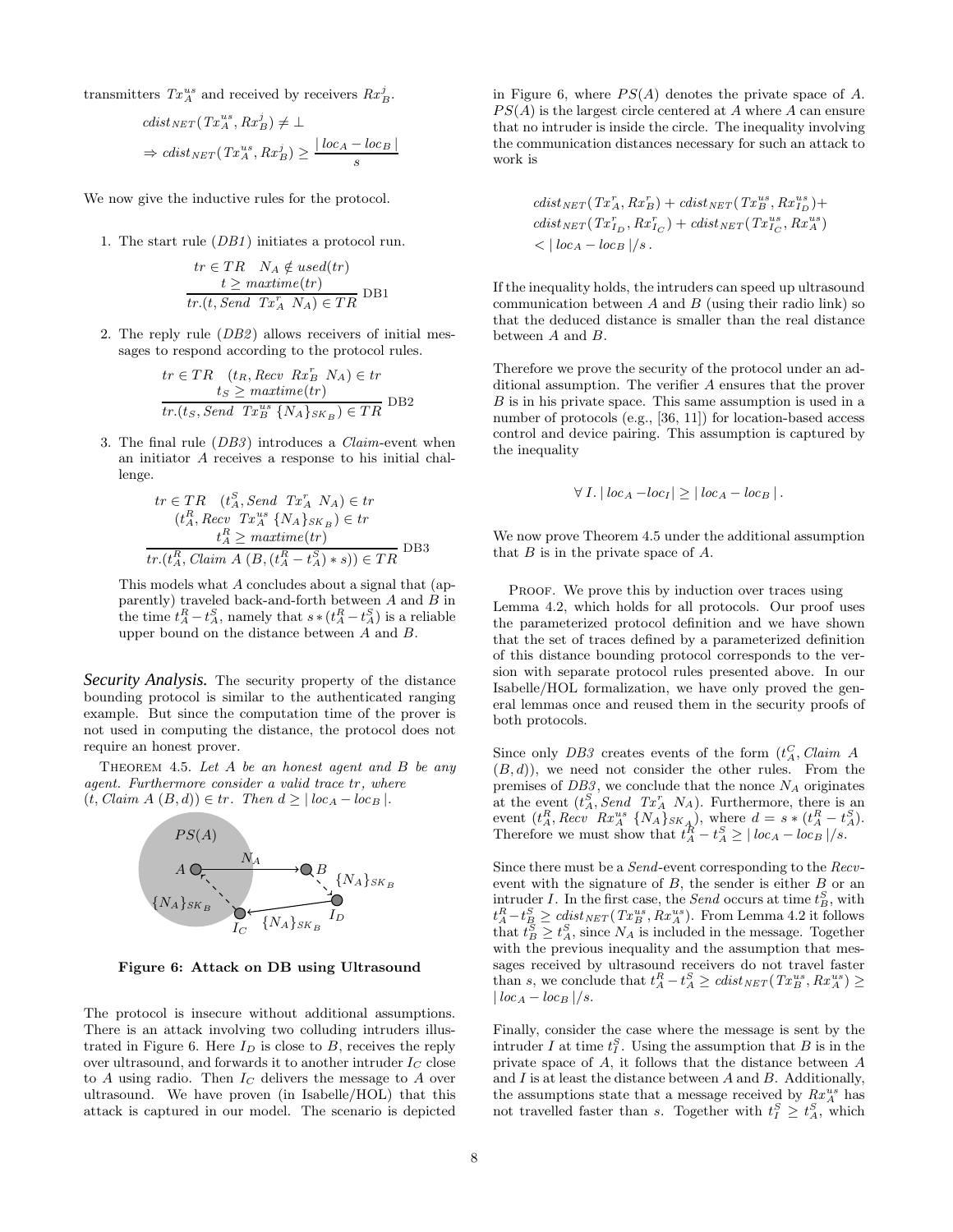transmitters $Tx_A^{us}$ and received by receivers $Rx_B^j$.

$$cdist_{NET}(Tx_A^{us}, Rx_B^j) \neq \bot$$
$$\Rightarrow cdist_{NET}(Tx_A^{us}, Rx_B^j) \geq \frac{|\, loc_A - loc_B \,|}{s}$$

We now give the inductive rules for the protocol.

1. The start rule (*DB1*) initiates a protocol run.

$$\frac{tr \in TR \quad N_A \notin used(tr) \quad t \geq maxtime(tr)}{tr.(t, Send\ \ Tx_A^r\ \ N_A) \in TR}\ \text{DB1}$$

2. The reply rule (*DB2*) allows receivers of initial messages to respond according to the protocol rules.

$$\frac{tr \in TR \quad (t_R, Recv\ \ Rx_B^r\ \ N_A) \in tr \quad t_S \geq maxtime(tr)}{tr.(t_S, Send\ \ Tx_B^{us}\ \{N_A\}_{SK_B}) \in TR}\ \text{DB2}$$

3. The final rule (*DB3*) introduces a *Claim*-event when an initiator $A$ receives a response to his initial challenge.

$$\frac{tr \in TR \quad (t_A^S, Send\ \ Tx_A^r\ \ N_A) \in tr \quad (t_A^R, Recv\ \ Tx_A^{us}\ \{N_A\}_{SK_B}) \in tr \quad t_A^R \geq maxtime(tr)}{tr.(t_A^R, Claim\ A\ (B, (t_A^R - t_A^S) * s)) \in TR}\ \text{DB3}$$

This models what $A$ concludes about a signal that (apparently) traveled back-and-forth between $A$ and $B$ in the time $t_A^R - t_A^S$, namely that $s * (t_A^R - t_A^S)$ is a reliable upper bound on the distance between $A$ and $B$.

***Security Analysis.*** The security property of the distance bounding protocol is similar to the authenticated ranging example. But since the computation time of the prover is not used in computing the distance, the protocol does not require an honest prover.

THEOREM 4.5. *Let $A$ be an honest agent and $B$ be any agent. Furthermore consider a valid trace $tr$, where $(t, Claim\ A\ (B, d)) \in tr$. Then $d \geq |\, loc_A - loc_B \,|$.*

**Figure 6: Attack on DB using Ultrasound**

The protocol is insecure without additional assumptions. There is an attack involving two colluding intruders illustrated in Figure 6. Here $I_D$ is close to $B$, receives the reply over ultrasound, and forwards it to another intruder $I_C$ close to $A$ using radio. Then $I_C$ delivers the message to $A$ over ultrasound. We have proven (in Isabelle/HOL) that this attack is captured in our model. The scenario is depicted in Figure 6, where $PS(A)$ denotes the private space of $A$. $PS(A)$ is the largest circle centered at $A$ where $A$ can ensure that no intruder is inside the circle. The inequality involving the communication distances necessary for such an attack to work is

$$cdist_{NET}(Tx_A^r, Rx_B^r) + cdist_{NET}(Tx_B^{us}, Rx_{I_D}^{us}) +$$
$$cdist_{NET}(Tx_{I_D}^r, Rx_{I_C}^r) + cdist_{NET}(Tx_{I_C}^{us}, Rx_A^{us})$$
$$< |\, loc_A - loc_B \,| / s\,.$$

If the inequality holds, the intruders can speed up ultrasound communication between $A$ and $B$ (using their radio link) so that the deduced distance is smaller than the real distance between $A$ and $B$.

Therefore we prove the security of the protocol under an additional assumption. The verifier $A$ ensures that the prover $B$ is in his private space. This same assumption is used in a number of protocols (e.g., [36, 11]) for location-based access control and device pairing. This assumption is captured by the inequality

$$\forall\, I.\, |\, loc_A - loc_I| \geq |\, loc_A - loc_B \,|\,.$$

We now prove Theorem 4.5 under the additional assumption that $B$ is in the private space of $A$.

PROOF. We prove this by induction over traces using Lemma 4.2, which holds for all protocols. Our proof uses the parameterized protocol definition and we have shown that the set of traces defined by a parameterized definition of this distance bounding protocol corresponds to the version with separate protocol rules presented above. In our Isabelle/HOL formalization, we have only proved the general lemmas once and reused them in the security proofs of both protocols.

Since only *DB3* creates events of the form $(t_A^C, Claim\ A\ (B, d))$, we need not consider the other rules. From the premises of *DB3*, we conclude that the nonce $N_A$ originates at the event $(t_A^S, Send\ \ Tx_A^r\ \ N_A)$. Furthermore, there is an event $(t_A^R, Recv\ \ Rx_A^{us}\ \{N_A\}_{SK_A})$, where $d = s * (t_A^R - t_A^S)$. Therefore we must show that $t_A^R - t_A^S \geq |\, loc_A - loc_B \,| / s$.

Since there must be a *Send*-event corresponding to the *Recv*-event with the signature of $B$, the sender is either $B$ or an intruder $I$. In the first case, the *Send* occurs at time $t_B^S$, with $t_A^R - t_B^S \geq cdist_{NET}(Tx_B^{us}, Rx_A^{us})$. From Lemma 4.2 it follows that $t_B^S \geq t_A^S$, since $N_A$ is included in the message. Together with the previous inequality and the assumption that messages received by ultrasound receivers do not travel faster than $s$, we conclude that $t_A^R - t_A^S \geq cdist_{NET}(Tx_B^{us}, Rx_A^{us}) \geq |\, loc_A - loc_B \,| / s$.

Finally, consider the case where the message is sent by the intruder $I$ at time $t_I^S$. Using the assumption that $B$ is in the private space of $A$, it follows that the distance between $A$ and $I$ is at least the distance between $A$ and $B$. Additionally, the assumptions state that a message received by $Rx_A^{us}$ has not travelled faster than $s$. Together with $t_I^S \geq t_A^S$, which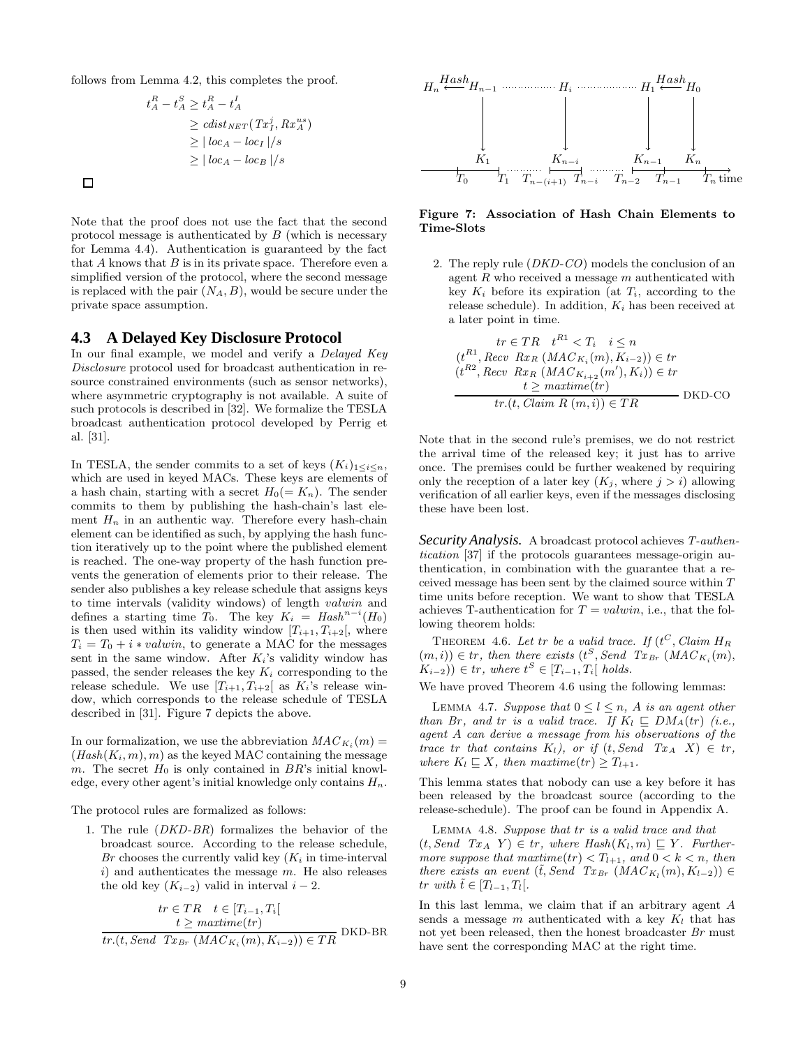follows from Lemma 4.2, this completes the proof.

$$
\begin{aligned}
t_A^R - t_A^S &\geq t_A^R - t_A^I \\
&\geq cdist_{NET}(Tx_I^j, Rx_A^{us}) \\
&\geq |\, loc_A - loc_I \,|/s \\
&\geq |\, loc_A - loc_B \,|/s
\end{aligned}
$$

□

Note that the proof does not use the fact that the second protocol message is authenticated by $B$ (which is necessary for Lemma 4.4). Authentication is guaranteed by the fact that $A$ knows that $B$ is in its private space. Therefore even a simplified version of the protocol, where the second message is replaced with the pair $(N_A, B)$, would be secure under the private space assumption.

## 4.3 A Delayed Key Disclosure Protocol

In our final example, we model and verify a *Delayed Key Disclosure* protocol used for broadcast authentication in resource constrained environments (such as sensor networks), where asymmetric cryptography is not available. A suite of such protocols is described in [32]. We formalize the TESLA broadcast authentication protocol developed by Perrig et al. [31].

In TESLA, the sender commits to a set of keys $(K_i)_{1 \leq i \leq n}$, which are used in keyed MACs. These keys are elements of a hash chain, starting with a secret $H_0 (= K_n)$. The sender commits to them by publishing the hash-chain's last element $H_n$ in an authentic way. Therefore every hash-chain element can be identified as such, by applying the hash function iteratively up to the point where the published element is reached. The one-way property of the hash function prevents the generation of elements prior to their release. The sender also publishes a key release schedule that assigns keys to time intervals (validity windows) of length $valwin$ and defines a starting time $T_0$. The key $K_i = Hash^{n-i}(H_0)$ is then used within its validity window $[T_{i+1}, T_{i+2}[$, where $T_i = T_0 + i * valwin$, to generate a MAC for the messages sent in the same window. After $K_i$'s validity window has passed, the sender releases the key $K_i$ corresponding to the release schedule. We use $[T_{i+1}, T_{i+2}[$ as $K_i$'s release window, which corresponds to the release schedule of TESLA described in [31]. Figure 7 depicts the above.

In our formalization, we use the abbreviation $MAC_{K_i}(m) = (Hash(K_i, m), m)$ as the keyed MAC containing the message $m$. The secret $H_0$ is only contained in $BR$'s initial knowledge, every other agent's initial knowledge only contains $H_n$.

The protocol rules are formalized as follows:

1. The rule (*DKD-BR*) formalizes the behavior of the broadcast source. According to the release schedule, $Br$ chooses the currently valid key ($K_i$ in time-interval $i$) and authenticates the message $m$. He also releases the old key ($K_{i-2}$) valid in interval $i-2$.

$$
\frac{tr \in TR \quad t \in [T_{i-1}, T_i[ \quad t \geq maxtime(tr)}{tr.(t, Send\ \ Tx_{Br}\ (MAC_{K_i}(m), K_{i-2})) \in TR}\ \text{DKD-BR}
$$

$$
\begin{array}{ccccccc}
H_n \xleftarrow{Hash} H_{n-1} & \cdots & H_i & \cdots & H_1 \xleftarrow{Hash} H_0 \\
\downarrow & & \downarrow & & \downarrow \qquad \downarrow \\
K_1 & & K_{n-i} & & K_{n-1} \qquad K_n \\
T_0 \quad T_1 & \cdots & T_{n-(i+1)} \quad T_{n-i} & \cdots & T_{n-2} \quad T_{n-1} \quad T_n \ \text{time}
\end{array}
$$

**Figure 7: Association of Hash Chain Elements to Time-Slots**

2. The reply rule (*DKD-CO*) models the conclusion of an agent $R$ who received a message $m$ authenticated with key $K_i$ before its expiration (at $T_i$, according to the release schedule). In addition, $K_i$ has been received at a later point in time.

$$
\frac{\begin{array}{c} tr \in TR \quad t^{R1} < T_i \quad i \leq n \\ (t^{R1}, Recv\ \ Rx_R\ (MAC_{K_i}(m), K_{i-2})) \in tr \\ (t^{R2}, Recv\ \ Rx_R\ (MAC_{K_{i+2}}(m'), K_i)) \in tr \\ t \geq maxtime(tr) \end{array}}{tr.(t, Claim\ R\ (m, i)) \in TR}\ \text{DKD-CO}
$$

Note that in the second rule's premises, we do not restrict the arrival time of the released key; it just has to arrive once. The premises could be further weakened by requiring only the reception of a later key ($K_j$, where $j > i$) allowing verification of all earlier keys, even if the messages disclosing these have been lost.

**Security Analysis.** A broadcast protocol achieves *T-authentication* [37] if the protocols guarantees message-origin authentication, in combination with the guarantee that a received message has been sent by the claimed source within $T$ time units before reception. We want to show that TESLA achieves T-authentication for $T = valwin$, i.e., that the following theorem holds:

THEOREM 4.6. *Let $tr$ be a valid trace. If $(t^C, Claim\ H_R\ (m,i)) \in tr$, then there exists $(t^S, Send\ \ Tx_{Br}\ (MAC_{K_i}(m), K_{i-2})) \in tr$, where $t^S \in [T_{i-1}, T_i[$ holds.*

We have proved Theorem 4.6 using the following lemmas:

LEMMA 4.7. *Suppose that $0 \leq l \leq n$, $A$ is an agent other than $Br$, and $tr$ is a valid trace. If $K_l \sqsubseteq DM_A(tr)$ (i.e., agent $A$ can derive a message from his observations of the trace $tr$ that contains $K_l$), or if $(t, Send\ \ Tx_A\ \ X) \in tr$, where $K_l \sqsubseteq X$, then $maxtime(tr) \geq T_{l+1}$.*

This lemma states that nobody can use a key before it has been released by the broadcast source (according to the release-schedule). The proof can be found in Appendix A.

LEMMA 4.8. *Suppose that $tr$ is a valid trace and that $(t, Send\ \ Tx_A\ \ Y) \in tr$, where $Hash(K_l, m) \sqsubseteq Y$. Furthermore suppose that $maxtime(tr) < T_{l+1}$, and $0 < k < n$, then there exists an event $(\tilde{t}, Send\ \ Tx_{Br}\ (MAC_{K_l}(m), K_{l-2})) \in tr$ with $\tilde{t} \in [T_{l-1}, T_l[$.*

In this last lemma, we claim that if an arbitrary agent $A$ sends a message $m$ authenticated with a key $K_l$ that has not yet been released, then the honest broadcaster $Br$ must have sent the corresponding MAC at the right time.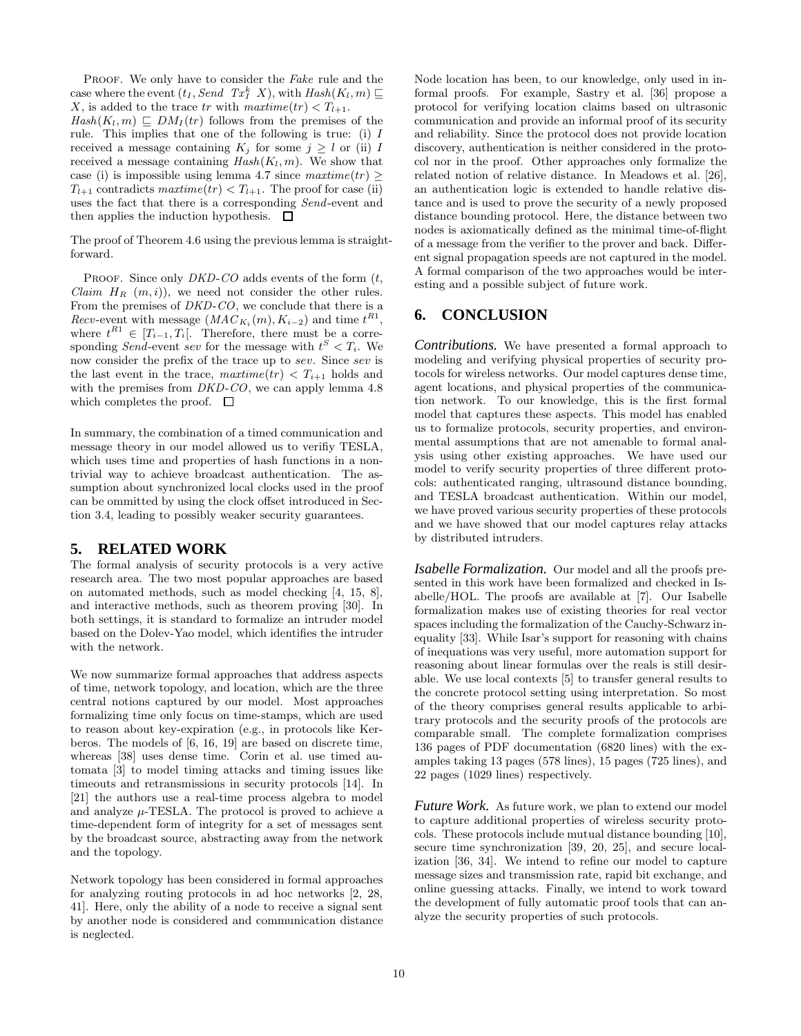PROOF. We only have to consider the *Fake* rule and the case where the event $(t_I, Send\ \ Tx_I^k\ \ X)$, with $Hash(K_l, m) \sqsubseteq X$, is added to the trace $tr$ with $maxtime(tr) < T_{l+1}$. $Hash(K_l, m) \sqsubseteq DM_I(tr)$ follows from the premises of the rule. This implies that one of the following is true: (i) $I$ received a message containing $K_j$ for some $j \geq l$ or (ii) $I$ received a message containing $Hash(K_l, m)$. We show that case (i) is impossible using lemma 4.7 since $maxtime(tr) \geq T_{l+1}$ contradicts $maxtime(tr) < T_{l+1}$. The proof for case (ii) uses the fact that there is a corresponding *Send*-event and then applies the induction hypothesis. □

The proof of Theorem 4.6 using the previous lemma is straightforward.

PROOF. Since only *DKD-CO* adds events of the form $(t,$ $Claim\ \ H_R\ \ (m, i))$, we need not consider the other rules. From the premises of *DKD-CO*, we conclude that there is a *Recv*-event with message $(MAC_{K_i}(m), K_{i-2})$ and time $t^{R1}$, where $t^{R1} \in [T_{i-1}, T_i[$. Therefore, there must be a corresponding *Send*-event *sev* for the message with $t^S < T_i$. We now consider the prefix of the trace up to *sev*. Since *sev* is the last event in the trace, $maxtime(tr) < T_{i+1}$ holds and with the premises from *DKD-CO*, we can apply lemma 4.8 which completes the proof. □

In summary, the combination of a timed communication and message theory in our model allowed us to verify TESLA, which uses time and properties of hash functions in a nontrivial way to achieve broadcast authentication. The assumption about synchronized local clocks used in the proof can be ommitted by using the clock offset introduced in Section 3.4, leading to possibly weaker security guarantees.

## 5. RELATED WORK

The formal analysis of security protocols is a very active research area. The two most popular approaches are based on automated methods, such as model checking [4, 15, 8], and interactive methods, such as theorem proving [30]. In both settings, it is standard to formalize an intruder model based on the Dolev-Yao model, which identifies the intruder with the network.

We now summarize formal approaches that address aspects of time, network topology, and location, which are the three central notions captured by our model. Most approaches formalizing time only focus on time-stamps, which are used to reason about key-expiration (e.g., in protocols like Kerberos. The models of [6, 16, 19] are based on discrete time, whereas [38] uses dense time. Corin et al. use timed automata [3] to model timing attacks and timing issues like timeouts and retransmissions in security protocols [14]. In [21] the authors use a real-time process algebra to model and analyze $\mu$-TESLA. The protocol is proved to achieve a time-dependent form of integrity for a set of messages sent by the broadcast source, abstracting away from the network and the topology.

Network topology has been considered in formal approaches for analyzing routing protocols in ad hoc networks [2, 28, 41]. Here, only the ability of a node to receive a signal sent by another node is considered and communication distance is neglected.

Node location has been, to our knowledge, only used in informal proofs. For example, Sastry et al. [36] propose a protocol for verifying location claims based on ultrasonic communication and provide an informal proof of its security and reliability. Since the protocol does not provide location discovery, authentication is neither considered in the protocol nor in the proof. Other approaches only formalize the related notion of relative distance. In Meadows et al. [26], an authentication logic is extended to handle relative distance and is used to prove the security of a newly proposed distance bounding protocol. Here, the distance between two nodes is axiomatically defined as the minimal time-of-flight of a message from the verifier to the prover and back. Different signal propagation speeds are not captured in the model. A formal comparison of the two approaches would be interesting and a possible subject of future work.

## 6. CONCLUSION

***Contributions.*** We have presented a formal approach to modeling and verifying physical properties of security protocols for wireless networks. Our model captures dense time, agent locations, and physical properties of the communication network. To our knowledge, this is the first formal model that captures these aspects. This model has enabled us to formalize protocols, security properties, and environmental assumptions that are not amenable to formal analysis using other existing approaches. We have used our model to verify security properties of three different protocols: authenticated ranging, ultrasound distance bounding, and TESLA broadcast authentication. Within our model, we have proved various security properties of these protocols and we have showed that our model captures relay attacks by distributed intruders.

***Isabelle Formalization.*** Our model and all the proofs presented in this work have been formalized and checked in Isabelle/HOL. The proofs are available at [7]. Our Isabelle formalization makes use of existing theories for real vector spaces including the formalization of the Cauchy-Schwarz inequality [33]. While Isar's support for reasoning with chains of inequations was very useful, more automation support for reasoning about linear formulas over the reals is still desirable. We use local contexts [5] to transfer general results to the concrete protocol setting using interpretation. So most of the theory comprises general results applicable to arbitrary protocols and the security proofs of the protocols are comparable small. The complete formalization comprises 136 pages of PDF documentation (6820 lines) with the examples taking 13 pages (578 lines), 15 pages (725 lines), and 22 pages (1029 lines) respectively.

***Future Work.*** As future work, we plan to extend our model to capture additional properties of wireless security protocols. These protocols include mutual distance bounding [10], secure time synchronization [39, 20, 25], and secure localization [36, 34]. We intend to refine our model to capture message sizes and transmission rate, rapid bit exchange, and online guessing attacks. Finally, we intend to work toward the development of fully automatic proof tools that can analyze the security properties of such protocols.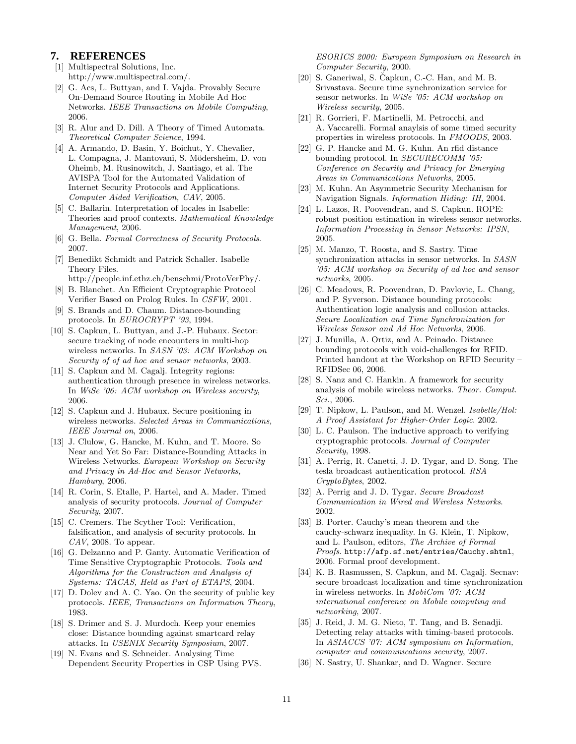## 7. REFERENCES

[1] Multispectral Solutions, Inc. http://www.multispectral.com/.

[2] G. Acs, L. Buttyan, and I. Vajda. Provably Secure On-Demand Source Routing in Mobile Ad Hoc Networks. *IEEE Transactions on Mobile Computing*, 2006.

[3] R. Alur and D. Dill. A Theory of Timed Automata. *Theoretical Computer Science*, 1994.

[4] A. Armando, D. Basin, Y. Boichut, Y. Chevalier, L. Compagna, J. Mantovani, S. Mödersheim, D. von Oheimb, M. Rusinowitch, J. Santiago, et al. The AVISPA Tool for the Automated Validation of Internet Security Protocols and Applications. *Computer Aided Verification, CAV*, 2005.

[5] C. Ballarin. Interpretation of locales in Isabelle: Theories and proof contexts. *Mathematical Knowledge Management*, 2006.

[6] G. Bella. *Formal Correctness of Security Protocols*. 2007.

[7] Benedikt Schmidt and Patrick Schaller. Isabelle Theory Files. http://people.inf.ethz.ch/benschmi/ProtoVerPhy/.

[8] B. Blanchet. An Efficient Cryptographic Protocol Verifier Based on Prolog Rules. In *CSFW*, 2001.

[9] S. Brands and D. Chaum. Distance-bounding protocols. In *EUROCRYPT '93*, 1994.

[10] S. Capkun, L. Buttyan, and J.-P. Hubaux. Sector: secure tracking of node encounters in multi-hop wireless networks. In *SASN '03: ACM Workshop on Security of of ad hoc and sensor networks*, 2003.

[11] S. Capkun and M. Cagalj. Integrity regions: authentication through presence in wireless networks. In *WiSe '06: ACM workshop on Wireless security*, 2006.

[12] S. Capkun and J. Hubaux. Secure positioning in wireless networks. *Selected Areas in Communications, IEEE Journal on*, 2006.

[13] J. Clulow, G. Hancke, M. Kuhn, and T. Moore. So Near and Yet So Far: Distance-Bounding Attacks in Wireless Networks. *European Workshop on Security and Privacy in Ad-Hoc and Sensor Networks, Hamburg*, 2006.

[14] R. Corin, S. Etalle, P. Hartel, and A. Mader. Timed analysis of security protocols. *Journal of Computer Security*, 2007.

[15] C. Cremers. The Scyther Tool: Verification, falsification, and analysis of security protocols. In *CAV*, 2008. To appear.

[16] G. Delzanno and P. Ganty. Automatic Verification of Time Sensitive Cryptographic Protocols. *Tools and Algorithms for the Construction and Analysis of Systems: TACAS, Held as Part of ETAPS*, 2004.

[17] D. Dolev and A. C. Yao. On the security of public key protocols. *IEEE, Transactions on Information Theory*, 1983.

[18] S. Drimer and S. J. Murdoch. Keep your enemies close: Distance bounding against smartcard relay attacks. In *USENIX Security Symposium*, 2007.

[19] N. Evans and S. Schneider. Analysing Time Dependent Security Properties in CSP Using PVS. *ESORICS 2000: European Symposium on Research in Computer Security*, 2000.

[20] S. Ganeriwal, S. Čapkun, C.-C. Han, and M. B. Srivastava. Secure time synchronization service for sensor networks. In *WiSe '05: ACM workshop on Wireless security*, 2005.

[21] R. Gorrieri, F. Martinelli, M. Petrocchi, and A. Vaccarelli. Formal anaylsis of some timed security properties in wireless protocols. In *FMOODS*, 2003.

[22] G. P. Hancke and M. G. Kuhn. An rfid distance bounding protocol. In *SECURECOMM '05: Conference on Security and Privacy for Emerging Areas in Communications Networks*, 2005.

[23] M. Kuhn. An Asymmetric Security Mechanism for Navigation Signals. *Information Hiding: IH*, 2004.

[24] L. Lazos, R. Poovendran, and S. Capkun. ROPE: robust position estimation in wireless sensor networks. *Information Processing in Sensor Networks: IPSN*, 2005.

[25] M. Manzo, T. Roosta, and S. Sastry. Time synchronization attacks in sensor networks. In *SASN '05: ACM workshop on Security of ad hoc and sensor networks*, 2005.

[26] C. Meadows, R. Poovendran, D. Pavlovic, L. Chang, and P. Syverson. Distance bounding protocols: Authentication logic analysis and collusion attacks. *Secure Localization and Time Synchronization for Wireless Sensor and Ad Hoc Networks*, 2006.

[27] J. Munilla, A. Ortiz, and A. Peinado. Distance bounding protocols with void-challenges for RFID. Printed handout at the Workshop on RFID Security – RFIDSec 06, 2006.

[28] S. Nanz and C. Hankin. A framework for security analysis of mobile wireless networks. *Theor. Comput. Sci.*, 2006.

[29] T. Nipkow, L. Paulson, and M. Wenzel. *Isabelle/Hol: A Proof Assistant for Higher-Order Logic*. 2002.

[30] L. C. Paulson. The inductive approach to verifying cryptographic protocols. *Journal of Computer Security*, 1998.

[31] A. Perrig, R. Canetti, J. D. Tygar, and D. Song. The tesla broadcast authentication protocol. *RSA CryptoBytes*, 2002.

[32] A. Perrig and J. D. Tygar. *Secure Broadcast Communication in Wired and Wireless Networks*. 2002.

[33] B. Porter. Cauchy's mean theorem and the cauchy-schwarz inequality. In G. Klein, T. Nipkow, and L. Paulson, editors, *The Archive of Formal Proofs*. http://afp.sf.net/entries/Cauchy.shtml, 2006. Formal proof development.

[34] K. B. Rasmussen, S. Capkun, and M. Cagalj. Secnav: secure broadcast localization and time synchronization in wireless networks. In *MobiCom '07: ACM international conference on Mobile computing and networking*, 2007.

[35] J. Reid, J. M. G. Nieto, T. Tang, and B. Senadji. Detecting relay attacks with timing-based protocols. In *ASIACCS '07: ACM symposium on Information, computer and communications security*, 2007.

[36] N. Sastry, U. Shankar, and D. Wagner. Secure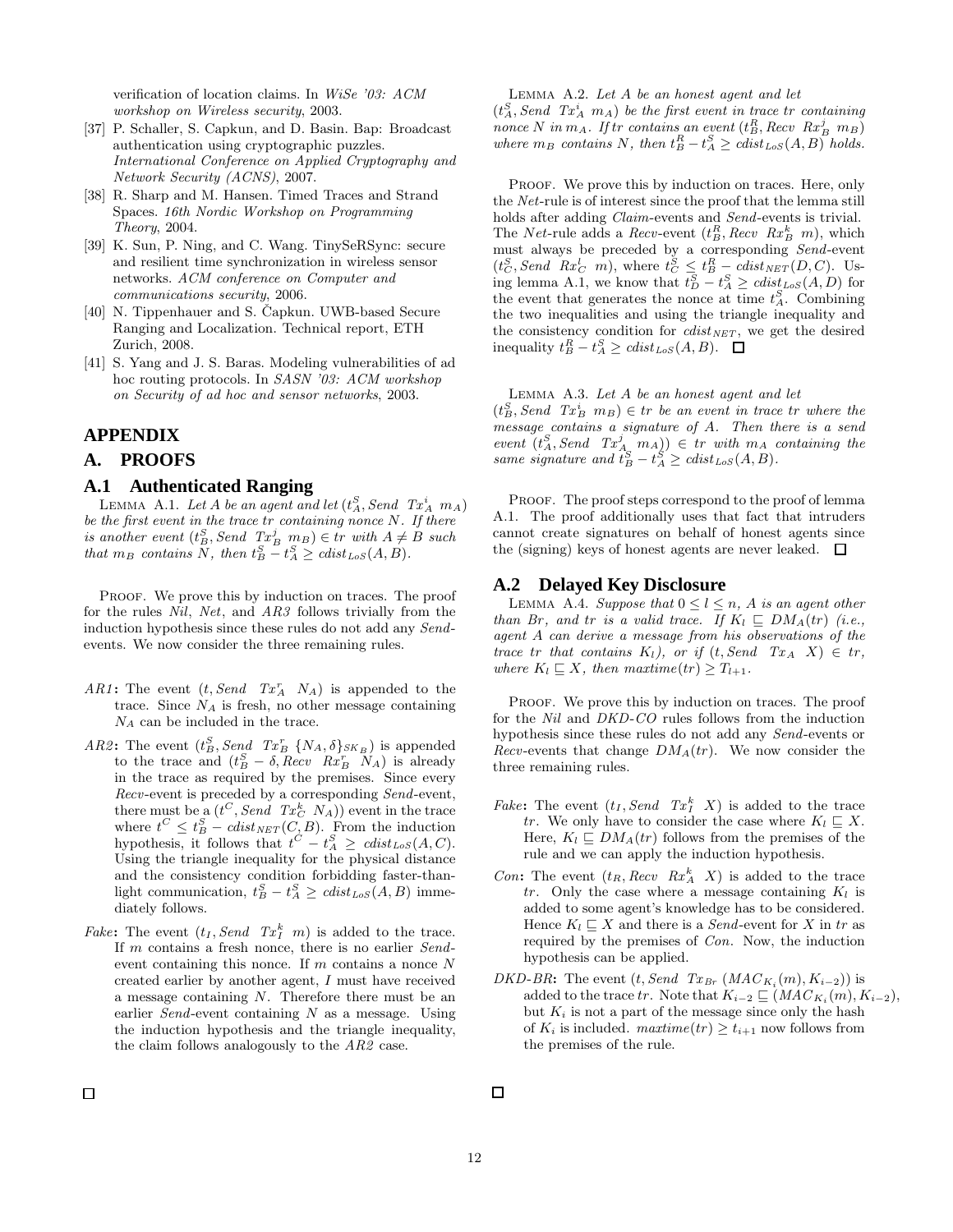verification of location claims. In *WiSe '03: ACM workshop on Wireless security*, 2003.

[37] P. Schaller, S. Capkun, and D. Basin. Bap: Broadcast authentication using cryptographic puzzles. *International Conference on Applied Cryptography and Network Security (ACNS)*, 2007.

[38] R. Sharp and M. Hansen. Timed Traces and Strand Spaces. *16th Nordic Workshop on Programming Theory*, 2004.

[39] K. Sun, P. Ning, and C. Wang. TinySeRSync: secure and resilient time synchronization in wireless sensor networks. *ACM conference on Computer and communications security*, 2006.

[40] N. Tippenhauer and S. Čapkun. UWB-based Secure Ranging and Localization. Technical report, ETH Zurich, 2008.

[41] S. Yang and J. S. Baras. Modeling vulnerabilities of ad hoc routing protocols. In *SASN '03: ACM workshop on Security of ad hoc and sensor networks*, 2003.

# APPENDIX

# A. PROOFS

## A.1 Authenticated Ranging

Lemma A.1. *Let $A$ be an agent and let $(t_A^S, Send\ \ Tx_A^i\ m_A)$ be the first event in the trace $tr$ containing nonce $N$. If there is another event $(t_B^S, Send\ \ Tx_B^j\ m_B) \in tr$ with $A \neq B$ such that $m_B$ contains $N$, then $t_B^S - t_A^S \geq cdist_{LoS}(A, B)$.*

Proof. We prove this by induction on traces. The proof for the rules *Nil*, *Net*, and *AR3* follows trivially from the induction hypothesis since these rules do not add any *Send*-events. We now consider the three remaining rules.

- **AR1:** The event $(t, Send\ \ Tx_A^r\ N_A)$ is appended to the trace. Since $N_A$ is fresh, no other message containing $N_A$ can be included in the trace.
- **AR2:** The event $(t_B^S, Send\ \ Tx_B^r\ \{N_A, \delta\}_{SK_B})$ is appended to the trace and $(t_B^S - \delta, Recv\ \ Rx_B^r\ N_A)$ is already in the trace as required by the premises. Since every *Recv*-event is preceded by a corresponding *Send*-event, there must be a $(t^C, Send\ \ Tx_C^k\ N_A))$ event in the trace where $t^C \leq t_B^S - cdist_{NET}(C, B)$. From the induction hypothesis, it follows that $t^C - t_A^S \geq cdist_{LoS}(A, C)$. Using the triangle inequality for the physical distance and the consistency condition forbidding faster-than-light communication, $t_B^S - t_A^S \geq cdist_{LoS}(A, B)$ immediately follows.
- **Fake:** The event $(t_I, Send\ \ Tx_I^k\ m)$ is added to the trace. If $m$ contains a fresh nonce, there is no earlier *Send*-event containing this nonce. If $m$ contains a nonce $N$ created earlier by another agent, $I$ must have received a message containing $N$. Therefore there must be an earlier *Send*-event containing $N$ as a message. Using the induction hypothesis and the triangle inequality, the claim follows analogously to the *AR2* case.

□

Lemma A.2. *Let $A$ be an honest agent and let $(t_A^S, Send\ \ Tx_A^i\ m_A)$ be the first event in trace $tr$ containing nonce $N$ in $m_A$. If $tr$ contains an event $(t_B^R, Recv\ \ Rx_B^j\ m_B)$ where $m_B$ contains $N$, then $t_B^R - t_A^S \geq cdist_{LoS}(A, B)$ holds.*

Proof. We prove this by induction on traces. Here, only the *Net*-rule is of interest since the proof that the lemma still holds after adding *Claim*-events and *Send*-events is trivial. The *Net*-rule adds a *Recv*-event $(t_B^R, Recv\ \ Rx_B^k\ m)$, which must always be preceded by a corresponding *Send*-event $(t_C^S, Send\ \ Rx_C^l\ m)$, where $t_C^S \leq t_B^R - cdist_{NET}(D, C)$. Using lemma A.1, we know that $t_D^S - t_A^S \geq cdist_{LoS}(A, D)$ for the event that generates the nonce at time $t_A^S$. Combining the two inequalities and using the triangle inequality and the consistency condition for $cdist_{NET}$, we get the desired inequality $t_B^R - t_A^S \geq cdist_{LoS}(A, B)$. □

Lemma A.3. *Let $A$ be an honest agent and let $(t_B^S, Send\ \ Tx_B^i\ m_B) \in tr$ be an event in trace $tr$ where the message contains a signature of $A$. Then there is a send event $(t_A^S, Send\ \ Tx_A^j\ m_A)) \in tr$ with $m_A$ containing the same signature and $t_B^S - t_A^S \geq cdist_{LoS}(A, B)$.*

Proof. The proof steps correspond to the proof of lemma A.1. The proof additionally uses that fact that intruders cannot create signatures on behalf of honest agents since the (signing) keys of honest agents are never leaked. □

## A.2 Delayed Key Disclosure

Lemma A.4. *Suppose that $0 \leq l \leq n$, $A$ is an agent other than $Br$, and $tr$ is a valid trace. If $K_l \sqsubseteq DM_A(tr)$ (i.e., agent $A$ can derive a message from his observations of the trace $tr$ that contains $K_l$), or if $(t, Send\ \ Tx_A\ X) \in tr$, where $K_l \sqsubseteq X$, then $maxtime(tr) \geq T_{l+1}$.*

Proof. We prove this by induction on traces. The proof for the *Nil* and *DKD-CO* rules follows from the induction hypothesis since these rules do not add any *Send*-events or *Recv*-events that change $DM_A(tr)$. We now consider the three remaining rules.

- **Fake:** The event $(t_I, Send\ \ Tx_I^k\ X)$ is added to the trace $tr$. We only have to consider the case where $K_l \sqsubseteq X$. Here, $K_l \sqsubseteq DM_A(tr)$ follows from the premises of the rule and we can apply the induction hypothesis.
- **Con:** The event $(t_R, Recv\ \ Rx_A^k\ X)$ is added to the trace $tr$. Only the case where a message containing $K_l$ is added to some agent's knowledge has to be considered. Hence $K_l \sqsubseteq X$ and there is a *Send*-event for $X$ in $tr$ as required by the premises of *Con*. Now, the induction hypothesis can be applied.
- **DKD-BR:** The event $(t, Send\ \ Tx_{Br}\ (MAC_{K_i}(m), K_{i-2}))$ is added to the trace $tr$. Note that $K_{i-2} \sqsubseteq (MAC_{K_i}(m), K_{i-2})$, but $K_i$ is not a part of the message since only the hash of $K_i$ is included. $maxtime(tr) \geq t_{i+1}$ now follows from the premises of the rule.

□